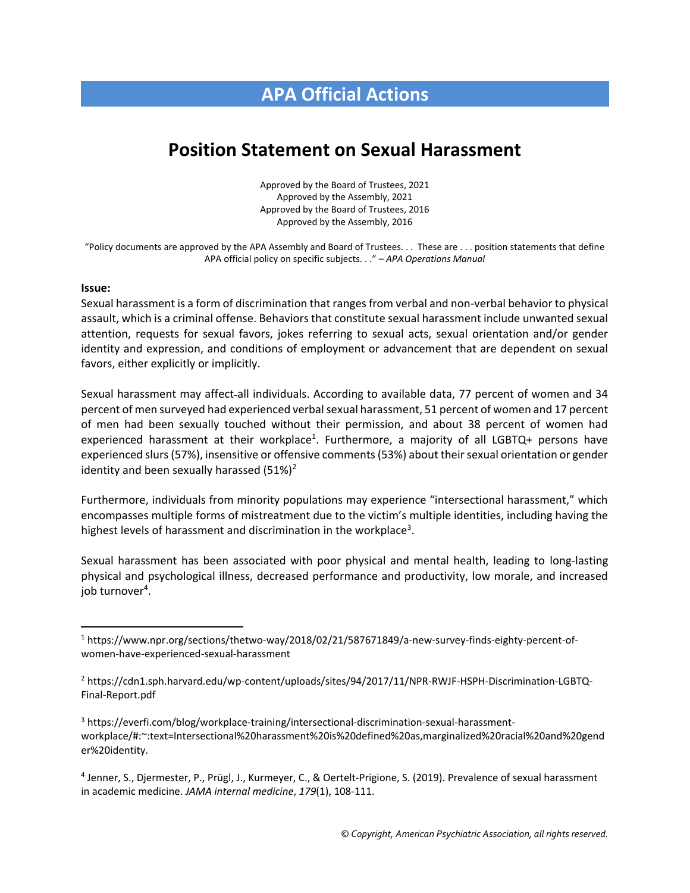# APA Official Actions

## Position Statement on Sexual Harassment

Approved by the Board of Trustees, 2021
Approved by the Assembly, 2021
Approved by the Board of Trustees, 2016
Approved by the Assembly, 2016

"Policy documents are approved by the APA Assembly and Board of Trustees. . . These are . . . position statements that define APA official policy on specific subjects. . ." – *APA Operations Manual*

**Issue:**

Sexual harassment is a form of discrimination that ranges from verbal and non-verbal behavior to physical assault, which is a criminal offense. Behaviors that constitute sexual harassment include unwanted sexual attention, requests for sexual favors, jokes referring to sexual acts, sexual orientation and/or gender identity and expression, and conditions of employment or advancement that are dependent on sexual favors, either explicitly or implicitly.

Sexual harassment may affect all individuals. According to available data, 77 percent of women and 34 percent of men surveyed had experienced verbal sexual harassment, 51 percent of women and 17 percent of men had been sexually touched without their permission, and about 38 percent of women had experienced harassment at their workplace[1]. Furthermore, a majority of all LGBTQ+ persons have experienced slurs (57%), insensitive or offensive comments (53%) about their sexual orientation or gender identity and been sexually harassed (51%)[2]

Furthermore, individuals from minority populations may experience "intersectional harassment," which encompasses multiple forms of mistreatment due to the victim's multiple identities, including having the highest levels of harassment and discrimination in the workplace[3].

Sexual harassment has been associated with poor physical and mental health, leading to long-lasting physical and psychological illness, decreased performance and productivity, low morale, and increased job turnover[4].

---

[1] https://www.npr.org/sections/thetwo-way/2018/02/21/587671849/a-new-survey-finds-eighty-percent-of-women-have-experienced-sexual-harassment

[2] https://cdn1.sph.harvard.edu/wp-content/uploads/sites/94/2017/11/NPR-RWJF-HSPH-Discrimination-LGBTQ-Final-Report.pdf

[3] https://everfi.com/blog/workplace-training/intersectional-discrimination-sexual-harassment-workplace/#:~:text=Intersectional%20harassment%20is%20defined%20as,marginalized%20racial%20and%20gender%20identity.

[4] Jenner, S., Djermester, P., Prügl, J., Kurmeyer, C., & Oertelt-Prigione, S. (2019). Prevalence of sexual harassment in academic medicine. *JAMA internal medicine*, *179*(1), 108-111.

*© Copyright, American Psychiatric Association, all rights reserved.*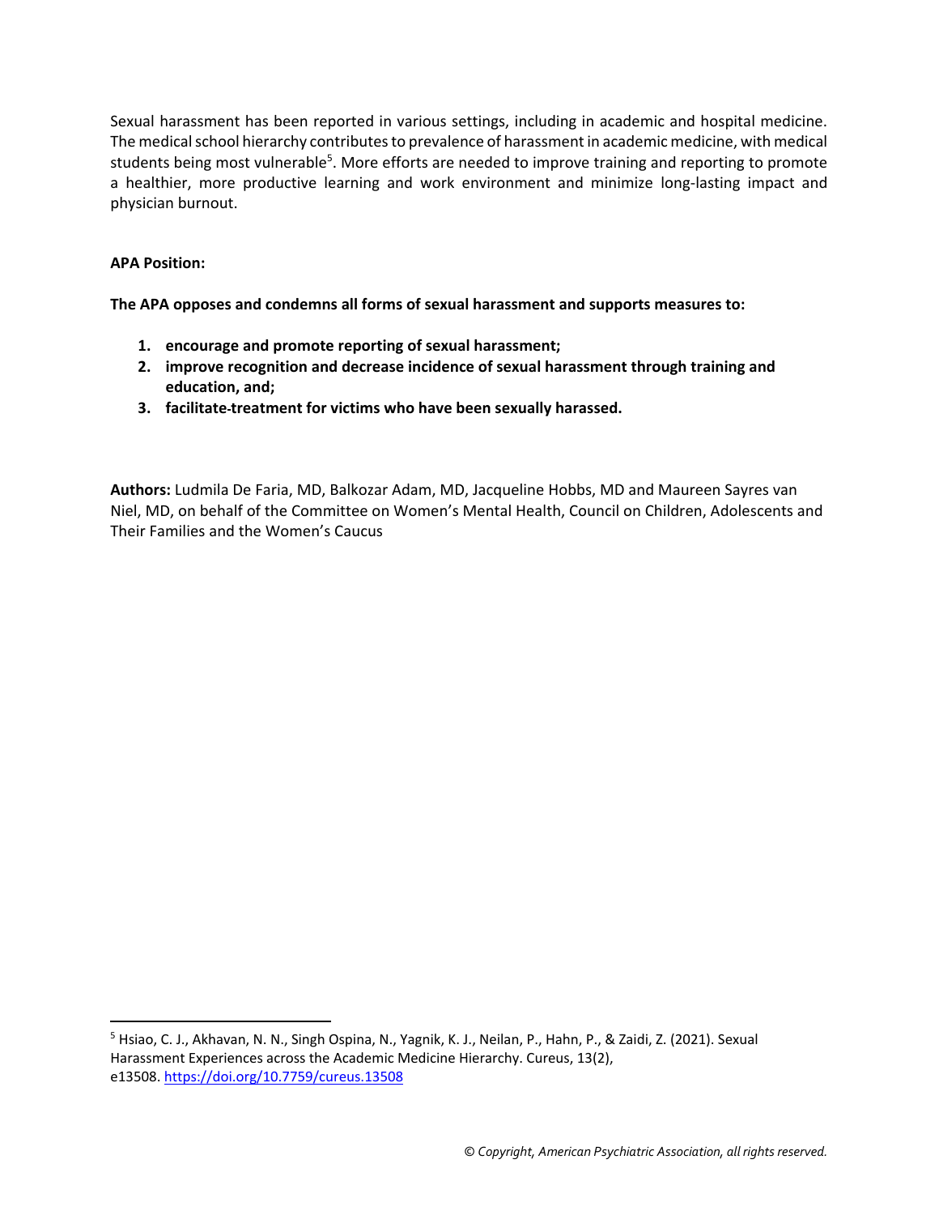Sexual harassment has been reported in various settings, including in academic and hospital medicine. The medical school hierarchy contributes to prevalence of harassment in academic medicine, with medical students being most vulnerable[5]. More efforts are needed to improve training and reporting to promote a healthier, more productive learning and work environment and minimize long-lasting impact and physician burnout.

**APA Position:**

**The APA opposes and condemns all forms of sexual harassment and supports measures to:**

1. **encourage and promote reporting of sexual harassment;**
2. **improve recognition and decrease incidence of sexual harassment through training and education, and;**
3. **facilitate treatment for victims who have been sexually harassed.**

**Authors:** Ludmila De Faria, MD, Balkozar Adam, MD, Jacqueline Hobbs, MD and Maureen Sayres van Niel, MD, on behalf of the Committee on Women's Mental Health, Council on Children, Adolescents and Their Families and the Women's Caucus

[5] Hsiao, C. J., Akhavan, N. N., Singh Ospina, N., Yagnik, K. J., Neilan, P., Hahn, P., & Zaidi, Z. (2021). Sexual Harassment Experiences across the Academic Medicine Hierarchy. Cureus, 13(2), e13508. https://doi.org/10.7759/cureus.13508

*© Copyright, American Psychiatric Association, all rights reserved.*